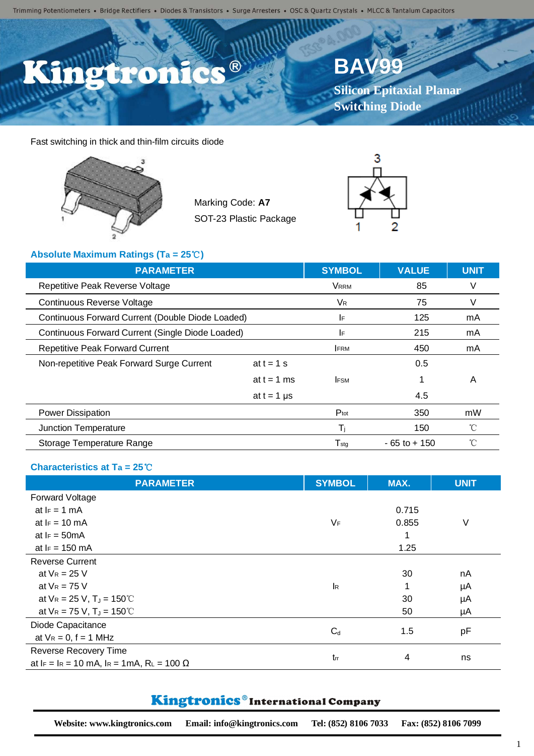# Kingtronics®

# BAV99

## Silicon Epitaxial Planar Switching Diode

Fast switching in thick and thin-film circuits diode

Marking Code: **A7**

SOT-23 Plastic Package

### Absolute Maximum Ratings ($T_a$ = 25℃)

| PARAMETER | | SYMBOL | VALUE | UNIT |
|---|---|---|---|---|
| Repetitive Peak Reverse Voltage | | $V_{RRM}$ | 85 | V |
| Continuous Reverse Voltage | | $V_R$ | 75 | V |
| Continuous Forward Current (Double Diode Loaded) | | $I_F$ | 125 | mA |
| Continuous Forward Current (Single Diode Loaded) | | $I_F$ | 215 | mA |
| Repetitive Peak Forward Current | | $I_{FRM}$ | 450 | mA |
| Non-repetitive Peak Forward Surge Current | at t = 1 s | $I_{FSM}$ | 0.5 | A |
| | at t = 1 ms | | 1 | |
| | at t = 1 μs | | 4.5 | |
| Power Dissipation | | $P_{tot}$ | 350 | mW |
| Junction Temperature | | $T_j$ | 150 | ℃ |
| Storage Temperature Range | | $T_{stg}$ | - 65 to + 150 | ℃ |

### Characteristics at $T_a$ = 25℃

| PARAMETER | SYMBOL | MAX. | UNIT |
|---|---|---|---|
| Forward Voltage | | | |
| at $I_F$ = 1 mA | $V_F$ | 0.715 | V |
| at $I_F$ = 10 mA | | 0.855 | |
| at $I_F$ = 50mA | | 1 | |
| at $I_F$ = 150 mA | | 1.25 | |
| Reverse Current | | | |
| at $V_R$ = 25 V | $I_R$ | 30 | nA |
| at $V_R$ = 75 V | | 1 | μA |
| at $V_R$ = 25 V, $T_J$ = 150℃ | | 30 | μA |
| at $V_R$ = 75 V, $T_J$ = 150℃ | | 50 | μA |
| Diode Capacitance at $V_R$ = 0, f = 1 MHz | $C_d$ | 1.5 | pF |
| Reverse Recovery Time at $I_F$ = $I_R$ = 10 mA, $I_R$ = 1mA, $R_L$ = 100 Ω | $t_{rr}$ | 4 | ns |

**Kingtronics® International Company**

**Website: www.kingtronics.com  Email: info@kingtronics.com  Tel: (852) 8106 7033  Fax: (852) 8106 7099**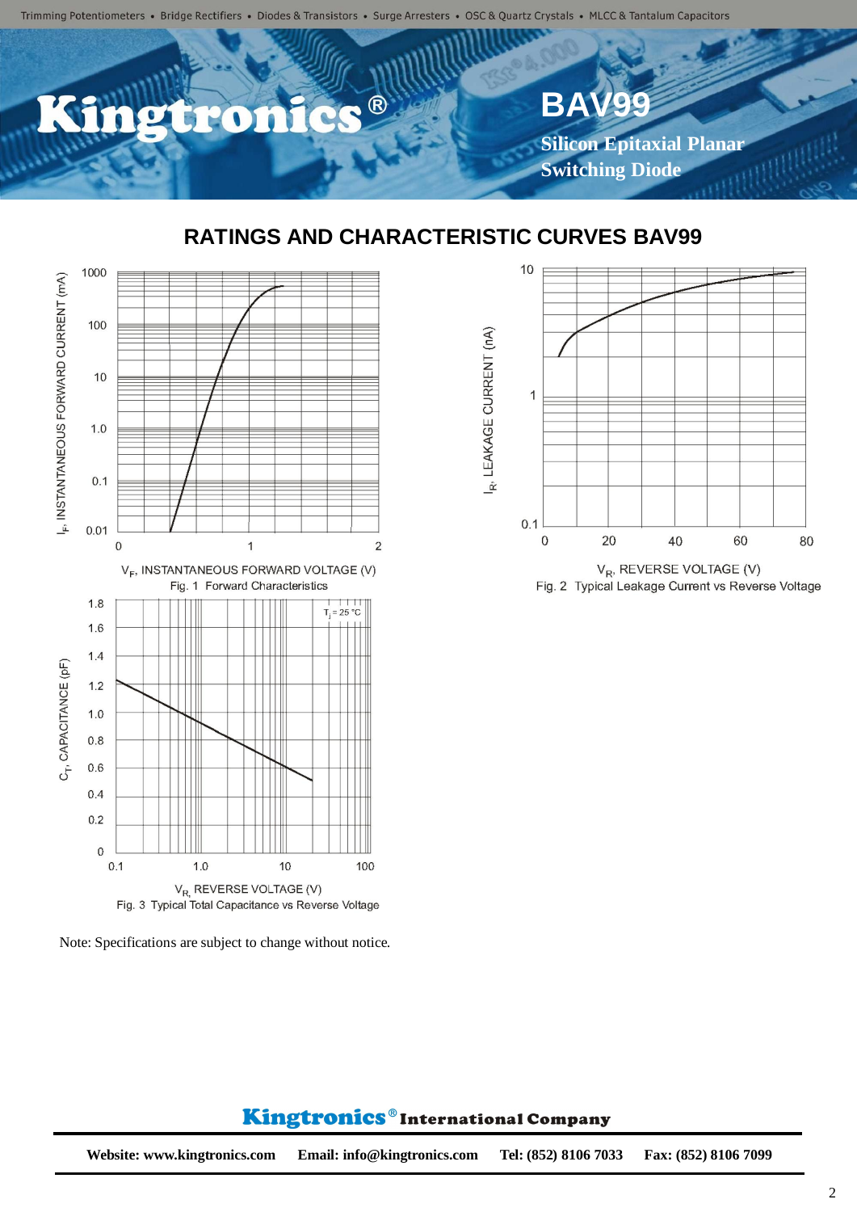# RATINGS AND CHARACTERISTIC CURVES BAV99

1000
100
10
1.0
0.1
0.01

$I_F$, INSTANTANEOUS FORWARD CURRENT (mA)

0
1
2

$V_F$, INSTANTANEOUS FORWARD VOLTAGE (V)

Fig. 1 Forward Characteristics

10
1
0.1

$I_R$, LEAKAGE CURRENT (nA)

0
20
40
60
80

$V_R$, REVERSE VOLTAGE (V)

Fig. 2 Typical Leakage Current vs Reverse Voltage

1.8
1.6
1.4
1.2
1.0
0.8
0.6
0.4
0.2
0

$C_T$, CAPACITANCE (pF)

$T_j = 25\ ^\circ C$

0.1
1.0
10
100

$V_R$, REVERSE VOLTAGE (V)

Fig. 3 Typical Total Capacitance vs Reverse Voltage

Note: Specifications are subject to change without notice.